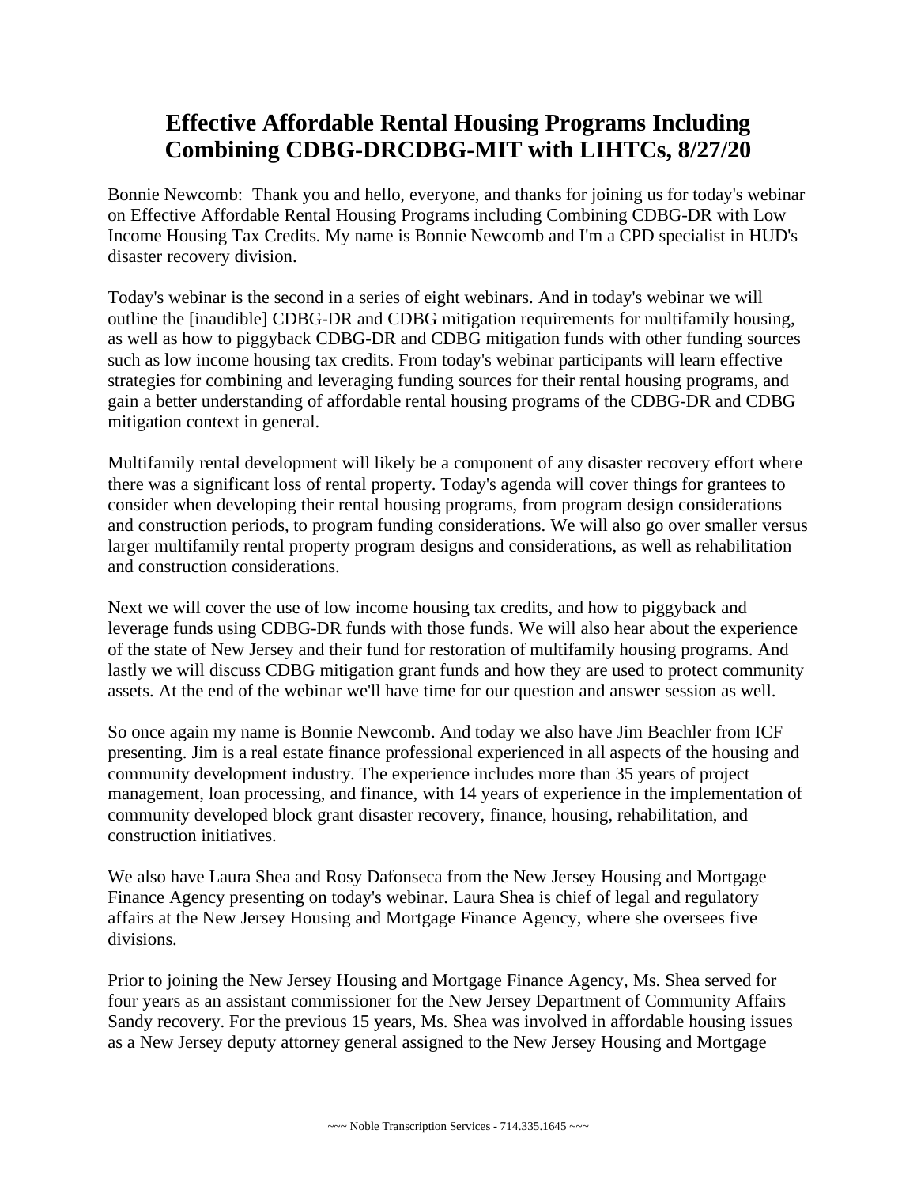# Effective Affordable Rental Housing Programs Including Combining CDBG-DRCDBG-MIT with LIHTCs, 8/27/20

Bonnie Newcomb: Thank you and hello, everyone, and thanks for joining us for today's webinar on Effective Affordable Rental Housing Programs including Combining CDBG-DR with Low Income Housing Tax Credits. My name is Bonnie Newcomb and I'm a CPD specialist in HUD's disaster recovery division.

Today's webinar is the second in a series of eight webinars. And in today's webinar we will outline the [inaudible] CDBG-DR and CDBG mitigation requirements for multifamily housing, as well as how to piggyback CDBG-DR and CDBG mitigation funds with other funding sources such as low income housing tax credits. From today's webinar participants will learn effective strategies for combining and leveraging funding sources for their rental housing programs, and gain a better understanding of affordable rental housing programs of the CDBG-DR and CDBG mitigation context in general.

Multifamily rental development will likely be a component of any disaster recovery effort where there was a significant loss of rental property. Today's agenda will cover things for grantees to consider when developing their rental housing programs, from program design considerations and construction periods, to program funding considerations. We will also go over smaller versus larger multifamily rental property program designs and considerations, as well as rehabilitation and construction considerations.

Next we will cover the use of low income housing tax credits, and how to piggyback and leverage funds using CDBG-DR funds with those funds. We will also hear about the experience of the state of New Jersey and their fund for restoration of multifamily housing programs. And lastly we will discuss CDBG mitigation grant funds and how they are used to protect community assets. At the end of the webinar we'll have time for our question and answer session as well.

So once again my name is Bonnie Newcomb. And today we also have Jim Beachler from ICF presenting. Jim is a real estate finance professional experienced in all aspects of the housing and community development industry. The experience includes more than 35 years of project management, loan processing, and finance, with 14 years of experience in the implementation of community developed block grant disaster recovery, finance, housing, rehabilitation, and construction initiatives.

We also have Laura Shea and Rosy Dafonseca from the New Jersey Housing and Mortgage Finance Agency presenting on today's webinar. Laura Shea is chief of legal and regulatory affairs at the New Jersey Housing and Mortgage Finance Agency, where she oversees five divisions.

Prior to joining the New Jersey Housing and Mortgage Finance Agency, Ms. Shea served for four years as an assistant commissioner for the New Jersey Department of Community Affairs Sandy recovery. For the previous 15 years, Ms. Shea was involved in affordable housing issues as a New Jersey deputy attorney general assigned to the New Jersey Housing and Mortgage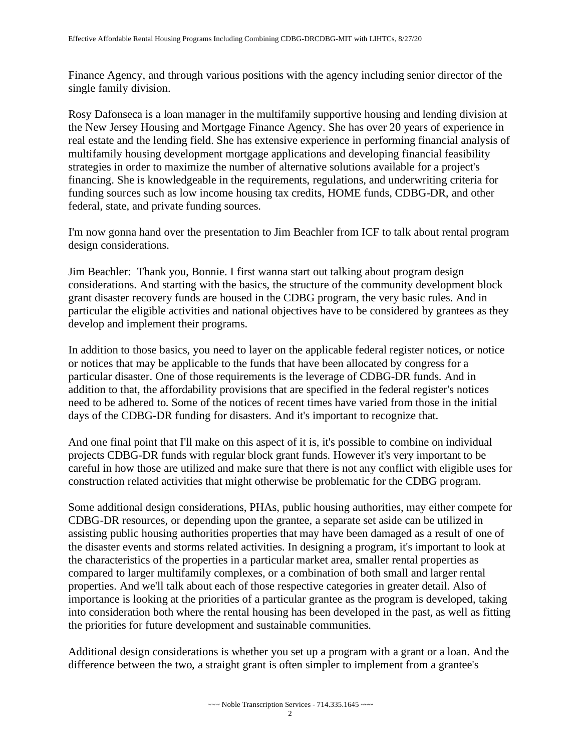Finance Agency, and through various positions with the agency including senior director of the single family division.

Rosy Dafonseca is a loan manager in the multifamily supportive housing and lending division at the New Jersey Housing and Mortgage Finance Agency. She has over 20 years of experience in real estate and the lending field. She has extensive experience in performing financial analysis of multifamily housing development mortgage applications and developing financial feasibility strategies in order to maximize the number of alternative solutions available for a project's financing. She is knowledgeable in the requirements, regulations, and underwriting criteria for funding sources such as low income housing tax credits, HOME funds, CDBG-DR, and other federal, state, and private funding sources.

I'm now gonna hand over the presentation to Jim Beachler from ICF to talk about rental program design considerations.

Jim Beachler: Thank you, Bonnie. I first wanna start out talking about program design considerations. And starting with the basics, the structure of the community development block grant disaster recovery funds are housed in the CDBG program, the very basic rules. And in particular the eligible activities and national objectives have to be considered by grantees as they develop and implement their programs.

In addition to those basics, you need to layer on the applicable federal register notices, or notice or notices that may be applicable to the funds that have been allocated by congress for a particular disaster. One of those requirements is the leverage of CDBG-DR funds. And in addition to that, the affordability provisions that are specified in the federal register's notices need to be adhered to. Some of the notices of recent times have varied from those in the initial days of the CDBG-DR funding for disasters. And it's important to recognize that.

And one final point that I'll make on this aspect of it is, it's possible to combine on individual projects CDBG-DR funds with regular block grant funds. However it's very important to be careful in how those are utilized and make sure that there is not any conflict with eligible uses for construction related activities that might otherwise be problematic for the CDBG program.

Some additional design considerations, PHAs, public housing authorities, may either compete for CDBG-DR resources, or depending upon the grantee, a separate set aside can be utilized in assisting public housing authorities properties that may have been damaged as a result of one of the disaster events and storms related activities. In designing a program, it's important to look at the characteristics of the properties in a particular market area, smaller rental properties as compared to larger multifamily complexes, or a combination of both small and larger rental properties. And we'll talk about each of those respective categories in greater detail. Also of importance is looking at the priorities of a particular grantee as the program is developed, taking into consideration both where the rental housing has been developed in the past, as well as fitting the priorities for future development and sustainable communities.

Additional design considerations is whether you set up a program with a grant or a loan. And the difference between the two, a straight grant is often simpler to implement from a grantee's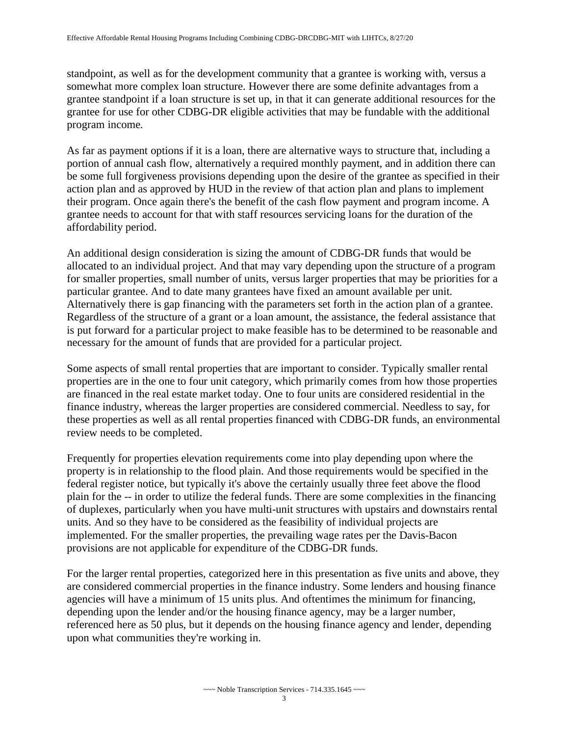standpoint, as well as for the development community that a grantee is working with, versus a somewhat more complex loan structure. However there are some definite advantages from a grantee standpoint if a loan structure is set up, in that it can generate additional resources for the grantee for use for other CDBG-DR eligible activities that may be fundable with the additional program income.

As far as payment options if it is a loan, there are alternative ways to structure that, including a portion of annual cash flow, alternatively a required monthly payment, and in addition there can be some full forgiveness provisions depending upon the desire of the grantee as specified in their action plan and as approved by HUD in the review of that action plan and plans to implement their program. Once again there's the benefit of the cash flow payment and program income. A grantee needs to account for that with staff resources servicing loans for the duration of the affordability period.

An additional design consideration is sizing the amount of CDBG-DR funds that would be allocated to an individual project. And that may vary depending upon the structure of a program for smaller properties, small number of units, versus larger properties that may be priorities for a particular grantee. And to date many grantees have fixed an amount available per unit. Alternatively there is gap financing with the parameters set forth in the action plan of a grantee. Regardless of the structure of a grant or a loan amount, the assistance, the federal assistance that is put forward for a particular project to make feasible has to be determined to be reasonable and necessary for the amount of funds that are provided for a particular project.

Some aspects of small rental properties that are important to consider. Typically smaller rental properties are in the one to four unit category, which primarily comes from how those properties are financed in the real estate market today. One to four units are considered residential in the finance industry, whereas the larger properties are considered commercial. Needless to say, for these properties as well as all rental properties financed with CDBG-DR funds, an environmental review needs to be completed.

Frequently for properties elevation requirements come into play depending upon where the property is in relationship to the flood plain. And those requirements would be specified in the federal register notice, but typically it's above the certainly usually three feet above the flood plain for the -- in order to utilize the federal funds. There are some complexities in the financing of duplexes, particularly when you have multi-unit structures with upstairs and downstairs rental units. And so they have to be considered as the feasibility of individual projects are implemented. For the smaller properties, the prevailing wage rates per the Davis-Bacon provisions are not applicable for expenditure of the CDBG-DR funds.

For the larger rental properties, categorized here in this presentation as five units and above, they are considered commercial properties in the finance industry. Some lenders and housing finance agencies will have a minimum of 15 units plus. And oftentimes the minimum for financing, depending upon the lender and/or the housing finance agency, may be a larger number, referenced here as 50 plus, but it depends on the housing finance agency and lender, depending upon what communities they're working in.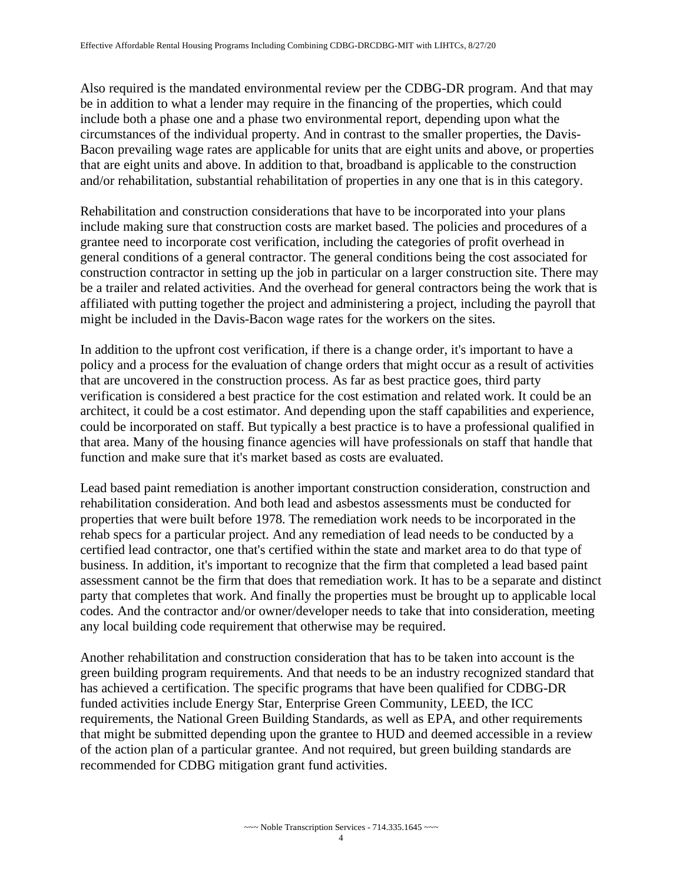Also required is the mandated environmental review per the CDBG-DR program. And that may be in addition to what a lender may require in the financing of the properties, which could include both a phase one and a phase two environmental report, depending upon what the circumstances of the individual property. And in contrast to the smaller properties, the Davis-Bacon prevailing wage rates are applicable for units that are eight units and above, or properties that are eight units and above. In addition to that, broadband is applicable to the construction and/or rehabilitation, substantial rehabilitation of properties in any one that is in this category.

Rehabilitation and construction considerations that have to be incorporated into your plans include making sure that construction costs are market based. The policies and procedures of a grantee need to incorporate cost verification, including the categories of profit overhead in general conditions of a general contractor. The general conditions being the cost associated for construction contractor in setting up the job in particular on a larger construction site. There may be a trailer and related activities. And the overhead for general contractors being the work that is affiliated with putting together the project and administering a project, including the payroll that might be included in the Davis-Bacon wage rates for the workers on the sites.

In addition to the upfront cost verification, if there is a change order, it's important to have a policy and a process for the evaluation of change orders that might occur as a result of activities that are uncovered in the construction process. As far as best practice goes, third party verification is considered a best practice for the cost estimation and related work. It could be an architect, it could be a cost estimator. And depending upon the staff capabilities and experience, could be incorporated on staff. But typically a best practice is to have a professional qualified in that area. Many of the housing finance agencies will have professionals on staff that handle that function and make sure that it's market based as costs are evaluated.

Lead based paint remediation is another important construction consideration, construction and rehabilitation consideration. And both lead and asbestos assessments must be conducted for properties that were built before 1978. The remediation work needs to be incorporated in the rehab specs for a particular project. And any remediation of lead needs to be conducted by a certified lead contractor, one that's certified within the state and market area to do that type of business. In addition, it's important to recognize that the firm that completed a lead based paint assessment cannot be the firm that does that remediation work. It has to be a separate and distinct party that completes that work. And finally the properties must be brought up to applicable local codes. And the contractor and/or owner/developer needs to take that into consideration, meeting any local building code requirement that otherwise may be required.

Another rehabilitation and construction consideration that has to be taken into account is the green building program requirements. And that needs to be an industry recognized standard that has achieved a certification. The specific programs that have been qualified for CDBG-DR funded activities include Energy Star, Enterprise Green Community, LEED, the ICC requirements, the National Green Building Standards, as well as EPA, and other requirements that might be submitted depending upon the grantee to HUD and deemed accessible in a review of the action plan of a particular grantee. And not required, but green building standards are recommended for CDBG mitigation grant fund activities.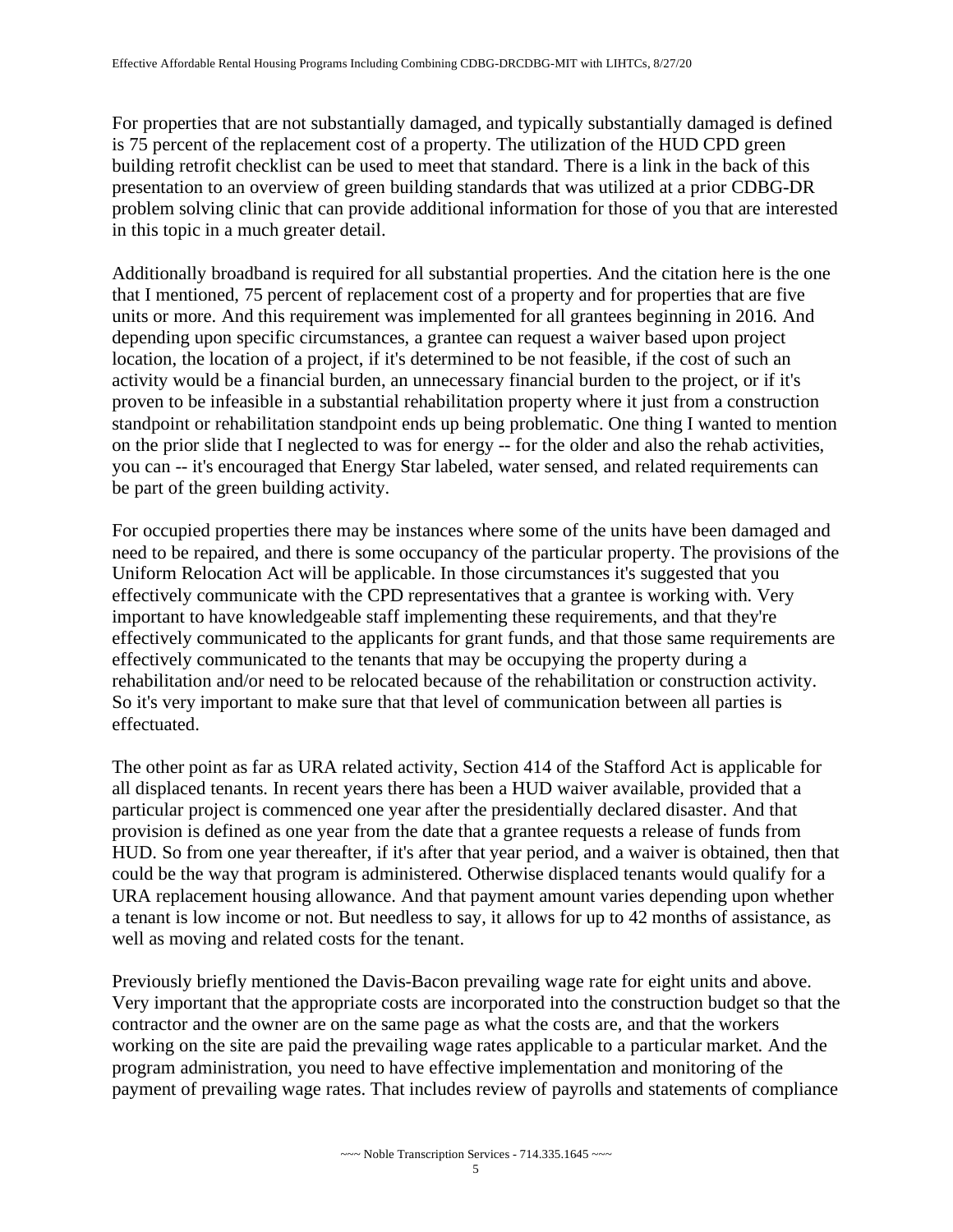For properties that are not substantially damaged, and typically substantially damaged is defined is 75 percent of the replacement cost of a property. The utilization of the HUD CPD green building retrofit checklist can be used to meet that standard. There is a link in the back of this presentation to an overview of green building standards that was utilized at a prior CDBG-DR problem solving clinic that can provide additional information for those of you that are interested in this topic in a much greater detail.

Additionally broadband is required for all substantial properties. And the citation here is the one that I mentioned, 75 percent of replacement cost of a property and for properties that are five units or more. And this requirement was implemented for all grantees beginning in 2016. And depending upon specific circumstances, a grantee can request a waiver based upon project location, the location of a project, if it's determined to be not feasible, if the cost of such an activity would be a financial burden, an unnecessary financial burden to the project, or if it's proven to be infeasible in a substantial rehabilitation property where it just from a construction standpoint or rehabilitation standpoint ends up being problematic. One thing I wanted to mention on the prior slide that I neglected to was for energy -- for the older and also the rehab activities, you can -- it's encouraged that Energy Star labeled, water sensed, and related requirements can be part of the green building activity.

For occupied properties there may be instances where some of the units have been damaged and need to be repaired, and there is some occupancy of the particular property. The provisions of the Uniform Relocation Act will be applicable. In those circumstances it's suggested that you effectively communicate with the CPD representatives that a grantee is working with. Very important to have knowledgeable staff implementing these requirements, and that they're effectively communicated to the applicants for grant funds, and that those same requirements are effectively communicated to the tenants that may be occupying the property during a rehabilitation and/or need to be relocated because of the rehabilitation or construction activity. So it's very important to make sure that that level of communication between all parties is effectuated.

The other point as far as URA related activity, Section 414 of the Stafford Act is applicable for all displaced tenants. In recent years there has been a HUD waiver available, provided that a particular project is commenced one year after the presidentially declared disaster. And that provision is defined as one year from the date that a grantee requests a release of funds from HUD. So from one year thereafter, if it's after that year period, and a waiver is obtained, then that could be the way that program is administered. Otherwise displaced tenants would qualify for a URA replacement housing allowance. And that payment amount varies depending upon whether a tenant is low income or not. But needless to say, it allows for up to 42 months of assistance, as well as moving and related costs for the tenant.

Previously briefly mentioned the Davis-Bacon prevailing wage rate for eight units and above. Very important that the appropriate costs are incorporated into the construction budget so that the contractor and the owner are on the same page as what the costs are, and that the workers working on the site are paid the prevailing wage rates applicable to a particular market. And the program administration, you need to have effective implementation and monitoring of the payment of prevailing wage rates. That includes review of payrolls and statements of compliance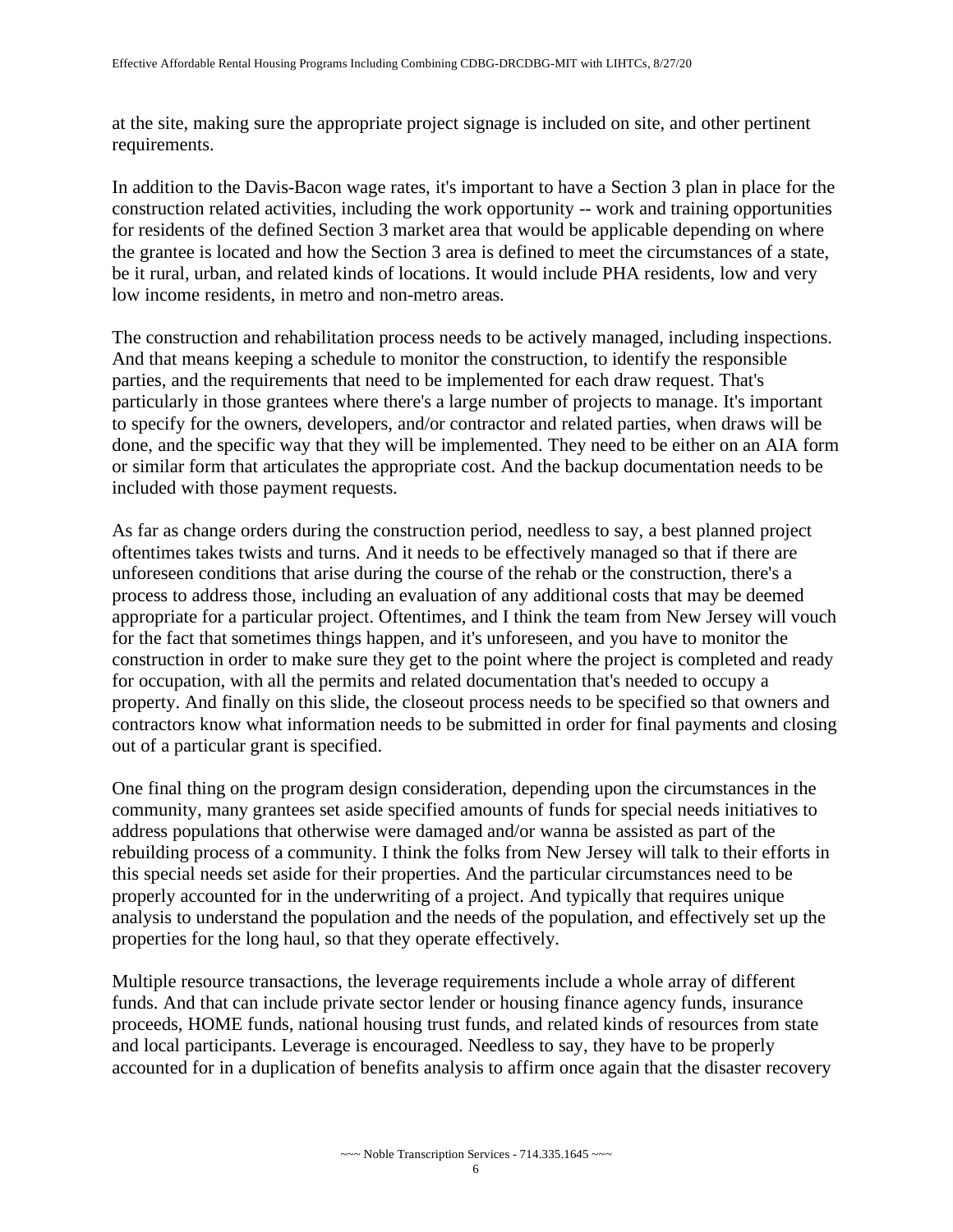at the site, making sure the appropriate project signage is included on site, and other pertinent requirements.

In addition to the Davis-Bacon wage rates, it's important to have a Section 3 plan in place for the construction related activities, including the work opportunity -- work and training opportunities for residents of the defined Section 3 market area that would be applicable depending on where the grantee is located and how the Section 3 area is defined to meet the circumstances of a state, be it rural, urban, and related kinds of locations. It would include PHA residents, low and very low income residents, in metro and non-metro areas.

The construction and rehabilitation process needs to be actively managed, including inspections. And that means keeping a schedule to monitor the construction, to identify the responsible parties, and the requirements that need to be implemented for each draw request. That's particularly in those grantees where there's a large number of projects to manage. It's important to specify for the owners, developers, and/or contractor and related parties, when draws will be done, and the specific way that they will be implemented. They need to be either on an AIA form or similar form that articulates the appropriate cost. And the backup documentation needs to be included with those payment requests.

As far as change orders during the construction period, needless to say, a best planned project oftentimes takes twists and turns. And it needs to be effectively managed so that if there are unforeseen conditions that arise during the course of the rehab or the construction, there's a process to address those, including an evaluation of any additional costs that may be deemed appropriate for a particular project. Oftentimes, and I think the team from New Jersey will vouch for the fact that sometimes things happen, and it's unforeseen, and you have to monitor the construction in order to make sure they get to the point where the project is completed and ready for occupation, with all the permits and related documentation that's needed to occupy a property. And finally on this slide, the closeout process needs to be specified so that owners and contractors know what information needs to be submitted in order for final payments and closing out of a particular grant is specified.

One final thing on the program design consideration, depending upon the circumstances in the community, many grantees set aside specified amounts of funds for special needs initiatives to address populations that otherwise were damaged and/or wanna be assisted as part of the rebuilding process of a community. I think the folks from New Jersey will talk to their efforts in this special needs set aside for their properties. And the particular circumstances need to be properly accounted for in the underwriting of a project. And typically that requires unique analysis to understand the population and the needs of the population, and effectively set up the properties for the long haul, so that they operate effectively.

Multiple resource transactions, the leverage requirements include a whole array of different funds. And that can include private sector lender or housing finance agency funds, insurance proceeds, HOME funds, national housing trust funds, and related kinds of resources from state and local participants. Leverage is encouraged. Needless to say, they have to be properly accounted for in a duplication of benefits analysis to affirm once again that the disaster recovery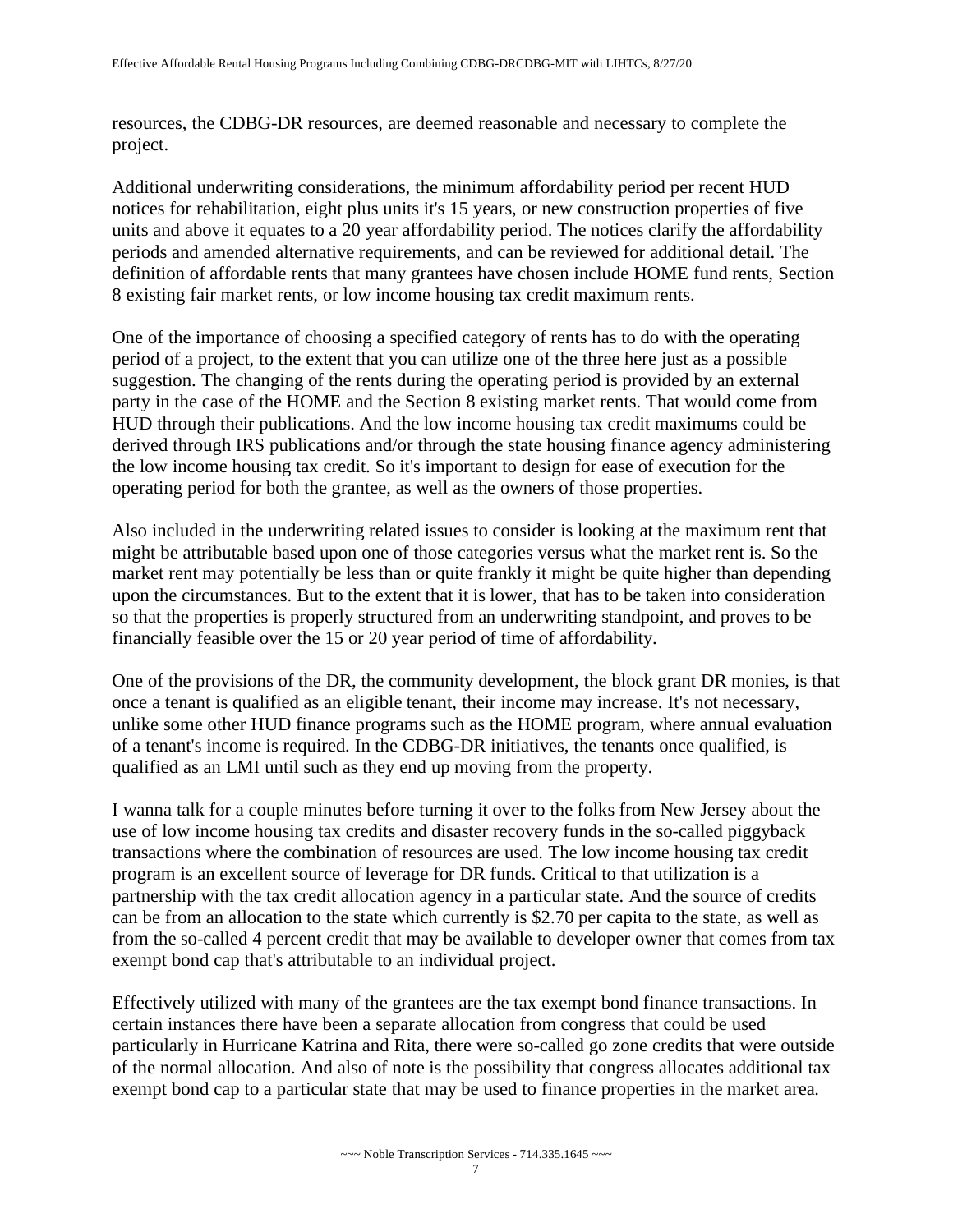resources, the CDBG-DR resources, are deemed reasonable and necessary to complete the project.

Additional underwriting considerations, the minimum affordability period per recent HUD notices for rehabilitation, eight plus units it's 15 years, or new construction properties of five units and above it equates to a 20 year affordability period. The notices clarify the affordability periods and amended alternative requirements, and can be reviewed for additional detail. The definition of affordable rents that many grantees have chosen include HOME fund rents, Section 8 existing fair market rents, or low income housing tax credit maximum rents.

One of the importance of choosing a specified category of rents has to do with the operating period of a project, to the extent that you can utilize one of the three here just as a possible suggestion. The changing of the rents during the operating period is provided by an external party in the case of the HOME and the Section 8 existing market rents. That would come from HUD through their publications. And the low income housing tax credit maximums could be derived through IRS publications and/or through the state housing finance agency administering the low income housing tax credit. So it's important to design for ease of execution for the operating period for both the grantee, as well as the owners of those properties.

Also included in the underwriting related issues to consider is looking at the maximum rent that might be attributable based upon one of those categories versus what the market rent is. So the market rent may potentially be less than or quite frankly it might be quite higher than depending upon the circumstances. But to the extent that it is lower, that has to be taken into consideration so that the properties is properly structured from an underwriting standpoint, and proves to be financially feasible over the 15 or 20 year period of time of affordability.

One of the provisions of the DR, the community development, the block grant DR monies, is that once a tenant is qualified as an eligible tenant, their income may increase. It's not necessary, unlike some other HUD finance programs such as the HOME program, where annual evaluation of a tenant's income is required. In the CDBG-DR initiatives, the tenants once qualified, is qualified as an LMI until such as they end up moving from the property.

I wanna talk for a couple minutes before turning it over to the folks from New Jersey about the use of low income housing tax credits and disaster recovery funds in the so-called piggyback transactions where the combination of resources are used. The low income housing tax credit program is an excellent source of leverage for DR funds. Critical to that utilization is a partnership with the tax credit allocation agency in a particular state. And the source of credits can be from an allocation to the state which currently is $2.70 per capita to the state, as well as from the so-called 4 percent credit that may be available to developer owner that comes from tax exempt bond cap that's attributable to an individual project.

Effectively utilized with many of the grantees are the tax exempt bond finance transactions. In certain instances there have been a separate allocation from congress that could be used particularly in Hurricane Katrina and Rita, there were so-called go zone credits that were outside of the normal allocation. And also of note is the possibility that congress allocates additional tax exempt bond cap to a particular state that may be used to finance properties in the market area.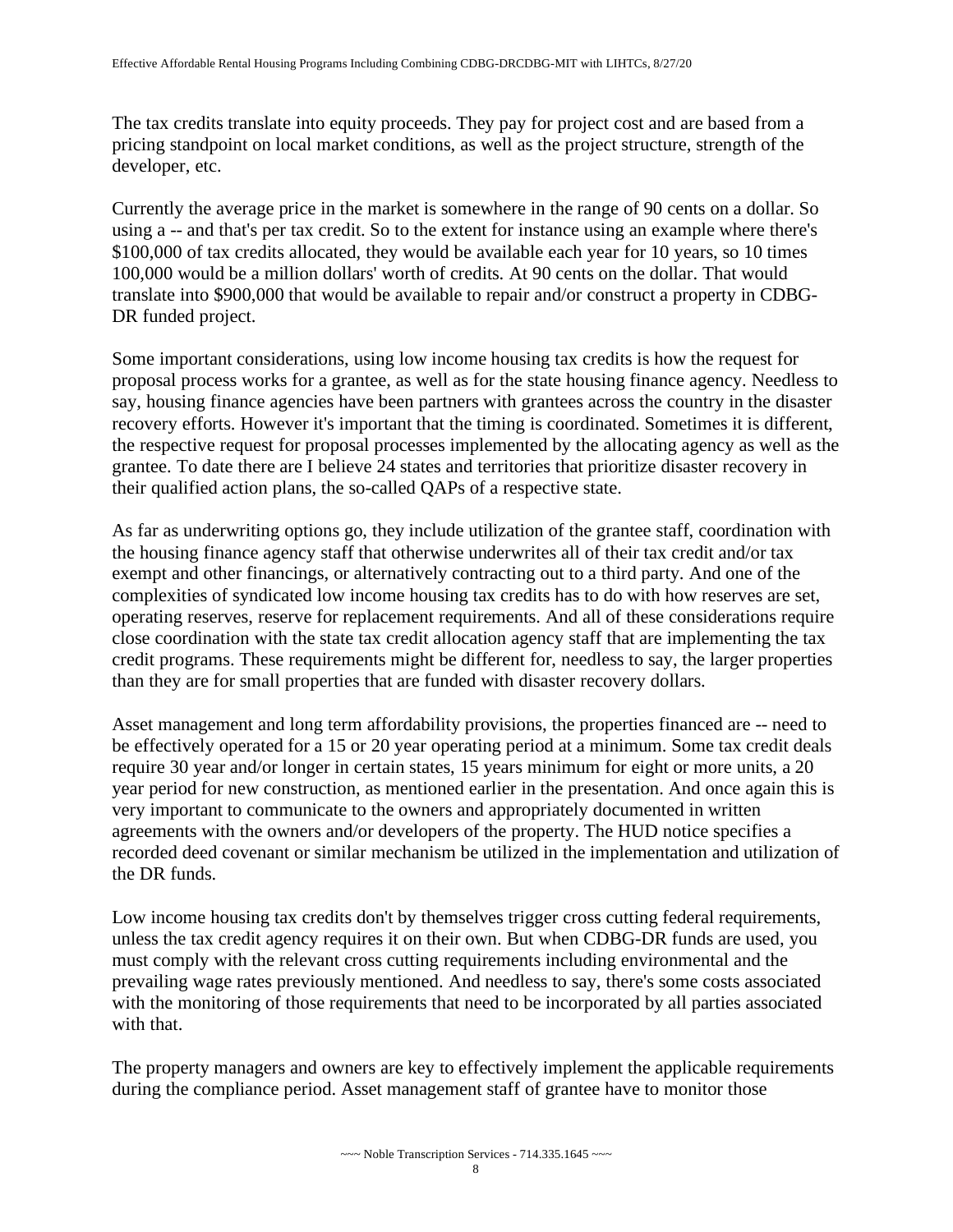The tax credits translate into equity proceeds. They pay for project cost and are based from a pricing standpoint on local market conditions, as well as the project structure, strength of the developer, etc.

Currently the average price in the market is somewhere in the range of 90 cents on a dollar. So using a -- and that's per tax credit. So to the extent for instance using an example where there's $100,000 of tax credits allocated, they would be available each year for 10 years, so 10 times 100,000 would be a million dollars' worth of credits. At 90 cents on the dollar. That would translate into $900,000 that would be available to repair and/or construct a property in CDBG-DR funded project.

Some important considerations, using low income housing tax credits is how the request for proposal process works for a grantee, as well as for the state housing finance agency. Needless to say, housing finance agencies have been partners with grantees across the country in the disaster recovery efforts. However it's important that the timing is coordinated. Sometimes it is different, the respective request for proposal processes implemented by the allocating agency as well as the grantee. To date there are I believe 24 states and territories that prioritize disaster recovery in their qualified action plans, the so-called QAPs of a respective state.

As far as underwriting options go, they include utilization of the grantee staff, coordination with the housing finance agency staff that otherwise underwrites all of their tax credit and/or tax exempt and other financings, or alternatively contracting out to a third party. And one of the complexities of syndicated low income housing tax credits has to do with how reserves are set, operating reserves, reserve for replacement requirements. And all of these considerations require close coordination with the state tax credit allocation agency staff that are implementing the tax credit programs. These requirements might be different for, needless to say, the larger properties than they are for small properties that are funded with disaster recovery dollars.

Asset management and long term affordability provisions, the properties financed are -- need to be effectively operated for a 15 or 20 year operating period at a minimum. Some tax credit deals require 30 year and/or longer in certain states, 15 years minimum for eight or more units, a 20 year period for new construction, as mentioned earlier in the presentation. And once again this is very important to communicate to the owners and appropriately documented in written agreements with the owners and/or developers of the property. The HUD notice specifies a recorded deed covenant or similar mechanism be utilized in the implementation and utilization of the DR funds.

Low income housing tax credits don't by themselves trigger cross cutting federal requirements, unless the tax credit agency requires it on their own. But when CDBG-DR funds are used, you must comply with the relevant cross cutting requirements including environmental and the prevailing wage rates previously mentioned. And needless to say, there's some costs associated with the monitoring of those requirements that need to be incorporated by all parties associated with that.

The property managers and owners are key to effectively implement the applicable requirements during the compliance period. Asset management staff of grantee have to monitor those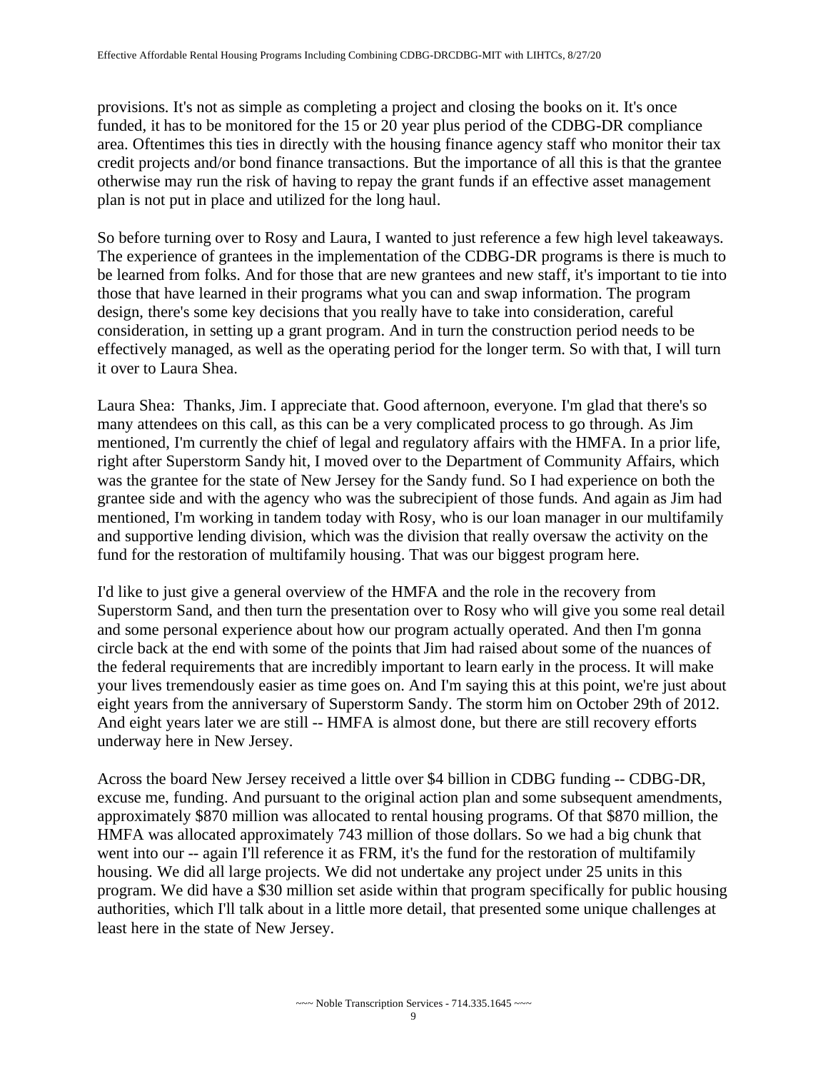provisions. It's not as simple as completing a project and closing the books on it. It's once funded, it has to be monitored for the 15 or 20 year plus period of the CDBG-DR compliance area. Oftentimes this ties in directly with the housing finance agency staff who monitor their tax credit projects and/or bond finance transactions. But the importance of all this is that the grantee otherwise may run the risk of having to repay the grant funds if an effective asset management plan is not put in place and utilized for the long haul.

So before turning over to Rosy and Laura, I wanted to just reference a few high level takeaways. The experience of grantees in the implementation of the CDBG-DR programs is there is much to be learned from folks. And for those that are new grantees and new staff, it's important to tie into those that have learned in their programs what you can and swap information. The program design, there's some key decisions that you really have to take into consideration, careful consideration, in setting up a grant program. And in turn the construction period needs to be effectively managed, as well as the operating period for the longer term. So with that, I will turn it over to Laura Shea.

Laura Shea: Thanks, Jim. I appreciate that. Good afternoon, everyone. I'm glad that there's so many attendees on this call, as this can be a very complicated process to go through. As Jim mentioned, I'm currently the chief of legal and regulatory affairs with the HMFA. In a prior life, right after Superstorm Sandy hit, I moved over to the Department of Community Affairs, which was the grantee for the state of New Jersey for the Sandy fund. So I had experience on both the grantee side and with the agency who was the subrecipient of those funds. And again as Jim had mentioned, I'm working in tandem today with Rosy, who is our loan manager in our multifamily and supportive lending division, which was the division that really oversaw the activity on the fund for the restoration of multifamily housing. That was our biggest program here.

I'd like to just give a general overview of the HMFA and the role in the recovery from Superstorm Sand, and then turn the presentation over to Rosy who will give you some real detail and some personal experience about how our program actually operated. And then I'm gonna circle back at the end with some of the points that Jim had raised about some of the nuances of the federal requirements that are incredibly important to learn early in the process. It will make your lives tremendously easier as time goes on. And I'm saying this at this point, we're just about eight years from the anniversary of Superstorm Sandy. The storm him on October 29th of 2012. And eight years later we are still -- HMFA is almost done, but there are still recovery efforts underway here in New Jersey.

Across the board New Jersey received a little over $4 billion in CDBG funding -- CDBG-DR, excuse me, funding. And pursuant to the original action plan and some subsequent amendments, approximately $870 million was allocated to rental housing programs. Of that $870 million, the HMFA was allocated approximately 743 million of those dollars. So we had a big chunk that went into our -- again I'll reference it as FRM, it's the fund for the restoration of multifamily housing. We did all large projects. We did not undertake any project under 25 units in this program. We did have a $30 million set aside within that program specifically for public housing authorities, which I'll talk about in a little more detail, that presented some unique challenges at least here in the state of New Jersey.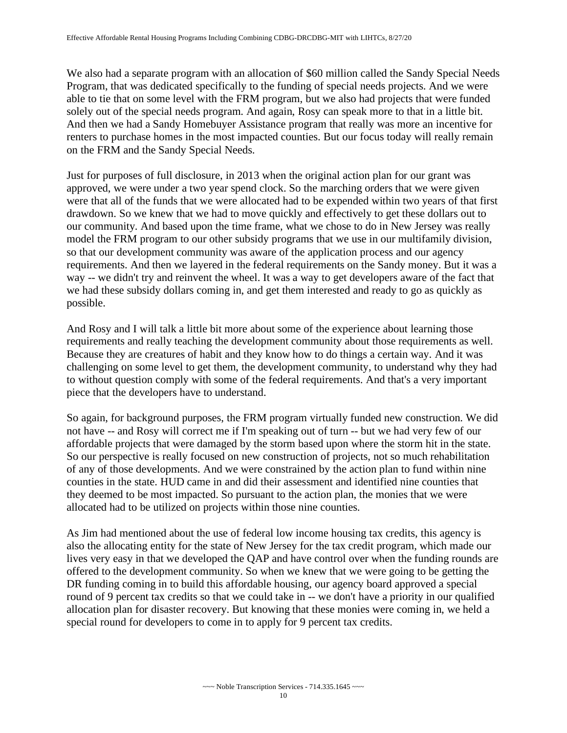We also had a separate program with an allocation of $60 million called the Sandy Special Needs Program, that was dedicated specifically to the funding of special needs projects. And we were able to tie that on some level with the FRM program, but we also had projects that were funded solely out of the special needs program. And again, Rosy can speak more to that in a little bit. And then we had a Sandy Homebuyer Assistance program that really was more an incentive for renters to purchase homes in the most impacted counties. But our focus today will really remain on the FRM and the Sandy Special Needs.

Just for purposes of full disclosure, in 2013 when the original action plan for our grant was approved, we were under a two year spend clock. So the marching orders that we were given were that all of the funds that we were allocated had to be expended within two years of that first drawdown. So we knew that we had to move quickly and effectively to get these dollars out to our community. And based upon the time frame, what we chose to do in New Jersey was really model the FRM program to our other subsidy programs that we use in our multifamily division, so that our development community was aware of the application process and our agency requirements. And then we layered in the federal requirements on the Sandy money. But it was a way -- we didn't try and reinvent the wheel. It was a way to get developers aware of the fact that we had these subsidy dollars coming in, and get them interested and ready to go as quickly as possible.

And Rosy and I will talk a little bit more about some of the experience about learning those requirements and really teaching the development community about those requirements as well. Because they are creatures of habit and they know how to do things a certain way. And it was challenging on some level to get them, the development community, to understand why they had to without question comply with some of the federal requirements. And that's a very important piece that the developers have to understand.

So again, for background purposes, the FRM program virtually funded new construction. We did not have -- and Rosy will correct me if I'm speaking out of turn -- but we had very few of our affordable projects that were damaged by the storm based upon where the storm hit in the state. So our perspective is really focused on new construction of projects, not so much rehabilitation of any of those developments. And we were constrained by the action plan to fund within nine counties in the state. HUD came in and did their assessment and identified nine counties that they deemed to be most impacted. So pursuant to the action plan, the monies that we were allocated had to be utilized on projects within those nine counties.

As Jim had mentioned about the use of federal low income housing tax credits, this agency is also the allocating entity for the state of New Jersey for the tax credit program, which made our lives very easy in that we developed the QAP and have control over when the funding rounds are offered to the development community. So when we knew that we were going to be getting the DR funding coming in to build this affordable housing, our agency board approved a special round of 9 percent tax credits so that we could take in -- we don't have a priority in our qualified allocation plan for disaster recovery. But knowing that these monies were coming in, we held a special round for developers to come in to apply for 9 percent tax credits.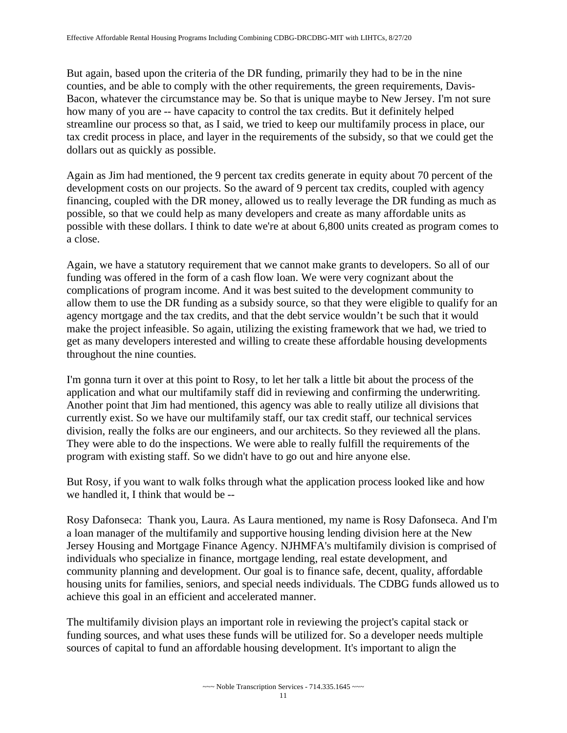But again, based upon the criteria of the DR funding, primarily they had to be in the nine counties, and be able to comply with the other requirements, the green requirements, Davis-Bacon, whatever the circumstance may be. So that is unique maybe to New Jersey. I'm not sure how many of you are -- have capacity to control the tax credits. But it definitely helped streamline our process so that, as I said, we tried to keep our multifamily process in place, our tax credit process in place, and layer in the requirements of the subsidy, so that we could get the dollars out as quickly as possible.

Again as Jim had mentioned, the 9 percent tax credits generate in equity about 70 percent of the development costs on our projects. So the award of 9 percent tax credits, coupled with agency financing, coupled with the DR money, allowed us to really leverage the DR funding as much as possible, so that we could help as many developers and create as many affordable units as possible with these dollars. I think to date we're at about 6,800 units created as program comes to a close.

Again, we have a statutory requirement that we cannot make grants to developers. So all of our funding was offered in the form of a cash flow loan. We were very cognizant about the complications of program income. And it was best suited to the development community to allow them to use the DR funding as a subsidy source, so that they were eligible to qualify for an agency mortgage and the tax credits, and that the debt service wouldn't be such that it would make the project infeasible. So again, utilizing the existing framework that we had, we tried to get as many developers interested and willing to create these affordable housing developments throughout the nine counties.

I'm gonna turn it over at this point to Rosy, to let her talk a little bit about the process of the application and what our multifamily staff did in reviewing and confirming the underwriting. Another point that Jim had mentioned, this agency was able to really utilize all divisions that currently exist. So we have our multifamily staff, our tax credit staff, our technical services division, really the folks are our engineers, and our architects. So they reviewed all the plans. They were able to do the inspections. We were able to really fulfill the requirements of the program with existing staff. So we didn't have to go out and hire anyone else.

But Rosy, if you want to walk folks through what the application process looked like and how we handled it, I think that would be --

Rosy Dafonseca: Thank you, Laura. As Laura mentioned, my name is Rosy Dafonseca. And I'm a loan manager of the multifamily and supportive housing lending division here at the New Jersey Housing and Mortgage Finance Agency. NJHMFA's multifamily division is comprised of individuals who specialize in finance, mortgage lending, real estate development, and community planning and development. Our goal is to finance safe, decent, quality, affordable housing units for families, seniors, and special needs individuals. The CDBG funds allowed us to achieve this goal in an efficient and accelerated manner.

The multifamily division plays an important role in reviewing the project's capital stack or funding sources, and what uses these funds will be utilized for. So a developer needs multiple sources of capital to fund an affordable housing development. It's important to align the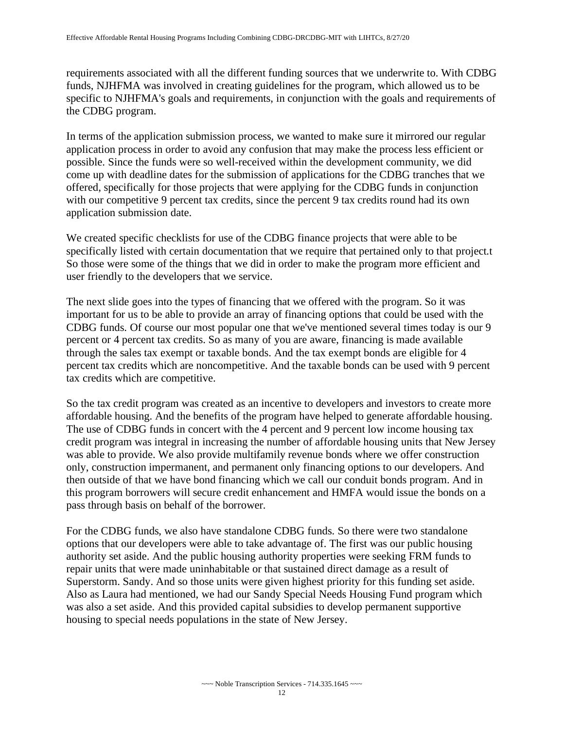requirements associated with all the different funding sources that we underwrite to. With CDBG funds, NJHFMA was involved in creating guidelines for the program, which allowed us to be specific to NJHFMA's goals and requirements, in conjunction with the goals and requirements of the CDBG program.

In terms of the application submission process, we wanted to make sure it mirrored our regular application process in order to avoid any confusion that may make the process less efficient or possible. Since the funds were so well-received within the development community, we did come up with deadline dates for the submission of applications for the CDBG tranches that we offered, specifically for those projects that were applying for the CDBG funds in conjunction with our competitive 9 percent tax credits, since the percent 9 tax credits round had its own application submission date.

We created specific checklists for use of the CDBG finance projects that were able to be specifically listed with certain documentation that we require that pertained only to that project.t So those were some of the things that we did in order to make the program more efficient and user friendly to the developers that we service.

The next slide goes into the types of financing that we offered with the program. So it was important for us to be able to provide an array of financing options that could be used with the CDBG funds. Of course our most popular one that we've mentioned several times today is our 9 percent or 4 percent tax credits. So as many of you are aware, financing is made available through the sales tax exempt or taxable bonds. And the tax exempt bonds are eligible for 4 percent tax credits which are noncompetitive. And the taxable bonds can be used with 9 percent tax credits which are competitive.

So the tax credit program was created as an incentive to developers and investors to create more affordable housing. And the benefits of the program have helped to generate affordable housing. The use of CDBG funds in concert with the 4 percent and 9 percent low income housing tax credit program was integral in increasing the number of affordable housing units that New Jersey was able to provide. We also provide multifamily revenue bonds where we offer construction only, construction impermanent, and permanent only financing options to our developers. And then outside of that we have bond financing which we call our conduit bonds program. And in this program borrowers will secure credit enhancement and HMFA would issue the bonds on a pass through basis on behalf of the borrower.

For the CDBG funds, we also have standalone CDBG funds. So there were two standalone options that our developers were able to take advantage of. The first was our public housing authority set aside. And the public housing authority properties were seeking FRM funds to repair units that were made uninhabitable or that sustained direct damage as a result of Superstorm. Sandy. And so those units were given highest priority for this funding set aside. Also as Laura had mentioned, we had our Sandy Special Needs Housing Fund program which was also a set aside. And this provided capital subsidies to develop permanent supportive housing to special needs populations in the state of New Jersey.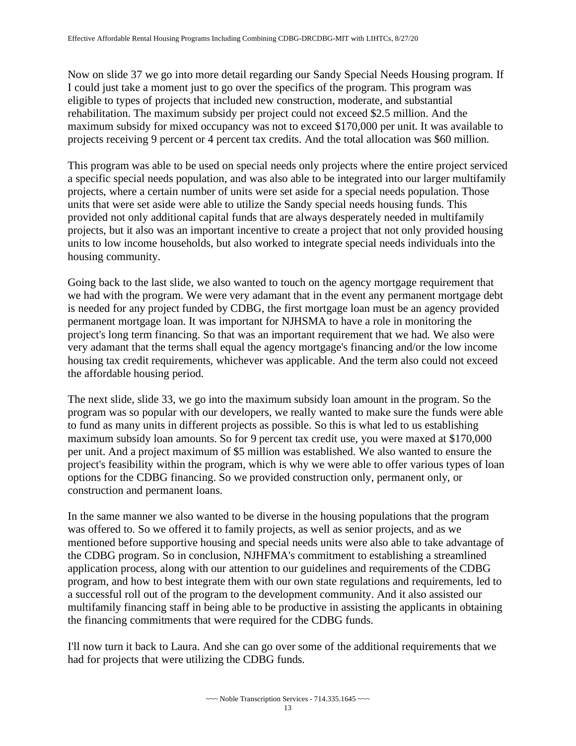Now on slide 37 we go into more detail regarding our Sandy Special Needs Housing program. If I could just take a moment just to go over the specifics of the program. This program was eligible to types of projects that included new construction, moderate, and substantial rehabilitation. The maximum subsidy per project could not exceed $2.5 million. And the maximum subsidy for mixed occupancy was not to exceed $170,000 per unit. It was available to projects receiving 9 percent or 4 percent tax credits. And the total allocation was $60 million.

This program was able to be used on special needs only projects where the entire project serviced a specific special needs population, and was also able to be integrated into our larger multifamily projects, where a certain number of units were set aside for a special needs population. Those units that were set aside were able to utilize the Sandy special needs housing funds. This provided not only additional capital funds that are always desperately needed in multifamily projects, but it also was an important incentive to create a project that not only provided housing units to low income households, but also worked to integrate special needs individuals into the housing community.

Going back to the last slide, we also wanted to touch on the agency mortgage requirement that we had with the program. We were very adamant that in the event any permanent mortgage debt is needed for any project funded by CDBG, the first mortgage loan must be an agency provided permanent mortgage loan. It was important for NJHSMA to have a role in monitoring the project's long term financing. So that was an important requirement that we had. We also were very adamant that the terms shall equal the agency mortgage's financing and/or the low income housing tax credit requirements, whichever was applicable. And the term also could not exceed the affordable housing period.

The next slide, slide 33, we go into the maximum subsidy loan amount in the program. So the program was so popular with our developers, we really wanted to make sure the funds were able to fund as many units in different projects as possible. So this is what led to us establishing maximum subsidy loan amounts. So for 9 percent tax credit use, you were maxed at $170,000 per unit. And a project maximum of $5 million was established. We also wanted to ensure the project's feasibility within the program, which is why we were able to offer various types of loan options for the CDBG financing. So we provided construction only, permanent only, or construction and permanent loans.

In the same manner we also wanted to be diverse in the housing populations that the program was offered to. So we offered it to family projects, as well as senior projects, and as we mentioned before supportive housing and special needs units were also able to take advantage of the CDBG program. So in conclusion, NJHFMA's commitment to establishing a streamlined application process, along with our attention to our guidelines and requirements of the CDBG program, and how to best integrate them with our own state regulations and requirements, led to a successful roll out of the program to the development community. And it also assisted our multifamily financing staff in being able to be productive in assisting the applicants in obtaining the financing commitments that were required for the CDBG funds.

I'll now turn it back to Laura. And she can go over some of the additional requirements that we had for projects that were utilizing the CDBG funds.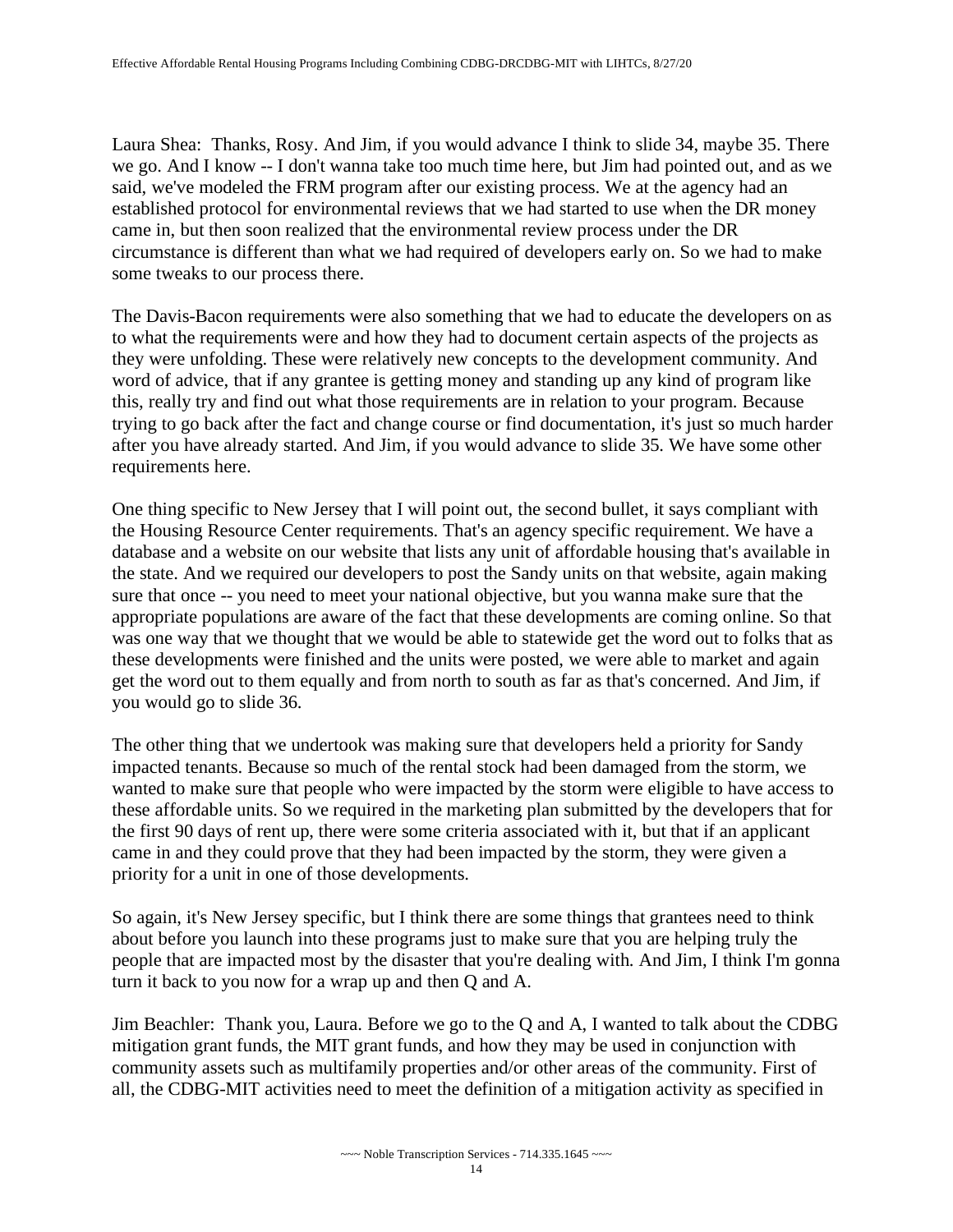Laura Shea: Thanks, Rosy. And Jim, if you would advance I think to slide 34, maybe 35. There we go. And I know -- I don't wanna take too much time here, but Jim had pointed out, and as we said, we've modeled the FRM program after our existing process. We at the agency had an established protocol for environmental reviews that we had started to use when the DR money came in, but then soon realized that the environmental review process under the DR circumstance is different than what we had required of developers early on. So we had to make some tweaks to our process there.

The Davis-Bacon requirements were also something that we had to educate the developers on as to what the requirements were and how they had to document certain aspects of the projects as they were unfolding. These were relatively new concepts to the development community. And word of advice, that if any grantee is getting money and standing up any kind of program like this, really try and find out what those requirements are in relation to your program. Because trying to go back after the fact and change course or find documentation, it's just so much harder after you have already started. And Jim, if you would advance to slide 35. We have some other requirements here.

One thing specific to New Jersey that I will point out, the second bullet, it says compliant with the Housing Resource Center requirements. That's an agency specific requirement. We have a database and a website on our website that lists any unit of affordable housing that's available in the state. And we required our developers to post the Sandy units on that website, again making sure that once -- you need to meet your national objective, but you wanna make sure that the appropriate populations are aware of the fact that these developments are coming online. So that was one way that we thought that we would be able to statewide get the word out to folks that as these developments were finished and the units were posted, we were able to market and again get the word out to them equally and from north to south as far as that's concerned. And Jim, if you would go to slide 36.

The other thing that we undertook was making sure that developers held a priority for Sandy impacted tenants. Because so much of the rental stock had been damaged from the storm, we wanted to make sure that people who were impacted by the storm were eligible to have access to these affordable units. So we required in the marketing plan submitted by the developers that for the first 90 days of rent up, there were some criteria associated with it, but that if an applicant came in and they could prove that they had been impacted by the storm, they were given a priority for a unit in one of those developments.

So again, it's New Jersey specific, but I think there are some things that grantees need to think about before you launch into these programs just to make sure that you are helping truly the people that are impacted most by the disaster that you're dealing with. And Jim, I think I'm gonna turn it back to you now for a wrap up and then Q and A.

Jim Beachler: Thank you, Laura. Before we go to the Q and A, I wanted to talk about the CDBG mitigation grant funds, the MIT grant funds, and how they may be used in conjunction with community assets such as multifamily properties and/or other areas of the community. First of all, the CDBG-MIT activities need to meet the definition of a mitigation activity as specified in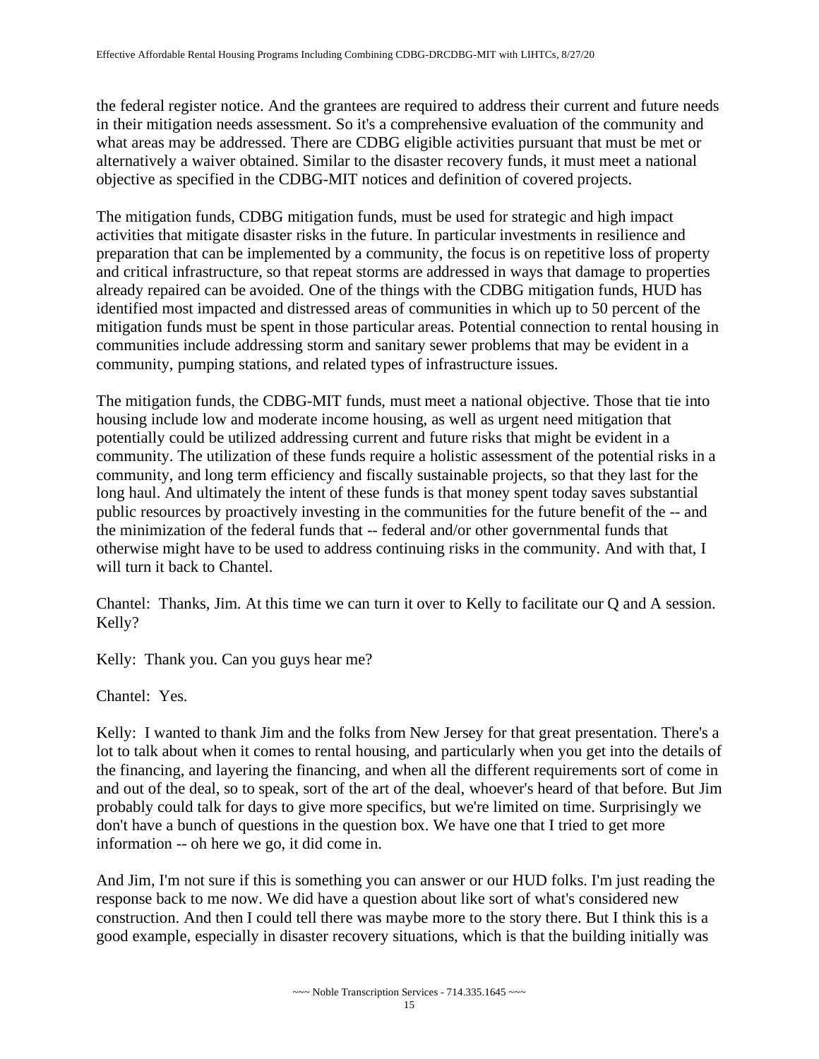the federal register notice. And the grantees are required to address their current and future needs in their mitigation needs assessment. So it's a comprehensive evaluation of the community and what areas may be addressed. There are CDBG eligible activities pursuant that must be met or alternatively a waiver obtained. Similar to the disaster recovery funds, it must meet a national objective as specified in the CDBG-MIT notices and definition of covered projects.

The mitigation funds, CDBG mitigation funds, must be used for strategic and high impact activities that mitigate disaster risks in the future. In particular investments in resilience and preparation that can be implemented by a community, the focus is on repetitive loss of property and critical infrastructure, so that repeat storms are addressed in ways that damage to properties already repaired can be avoided. One of the things with the CDBG mitigation funds, HUD has identified most impacted and distressed areas of communities in which up to 50 percent of the mitigation funds must be spent in those particular areas. Potential connection to rental housing in communities include addressing storm and sanitary sewer problems that may be evident in a community, pumping stations, and related types of infrastructure issues.

The mitigation funds, the CDBG-MIT funds, must meet a national objective. Those that tie into housing include low and moderate income housing, as well as urgent need mitigation that potentially could be utilized addressing current and future risks that might be evident in a community. The utilization of these funds require a holistic assessment of the potential risks in a community, and long term efficiency and fiscally sustainable projects, so that they last for the long haul. And ultimately the intent of these funds is that money spent today saves substantial public resources by proactively investing in the communities for the future benefit of the -- and the minimization of the federal funds that -- federal and/or other governmental funds that otherwise might have to be used to address continuing risks in the community. And with that, I will turn it back to Chantel.

Chantel: Thanks, Jim. At this time we can turn it over to Kelly to facilitate our Q and A session. Kelly?

Kelly: Thank you. Can you guys hear me?

Chantel: Yes.

Kelly: I wanted to thank Jim and the folks from New Jersey for that great presentation. There's a lot to talk about when it comes to rental housing, and particularly when you get into the details of the financing, and layering the financing, and when all the different requirements sort of come in and out of the deal, so to speak, sort of the art of the deal, whoever's heard of that before. But Jim probably could talk for days to give more specifics, but we're limited on time. Surprisingly we don't have a bunch of questions in the question box. We have one that I tried to get more information -- oh here we go, it did come in.

And Jim, I'm not sure if this is something you can answer or our HUD folks. I'm just reading the response back to me now. We did have a question about like sort of what's considered new construction. And then I could tell there was maybe more to the story there. But I think this is a good example, especially in disaster recovery situations, which is that the building initially was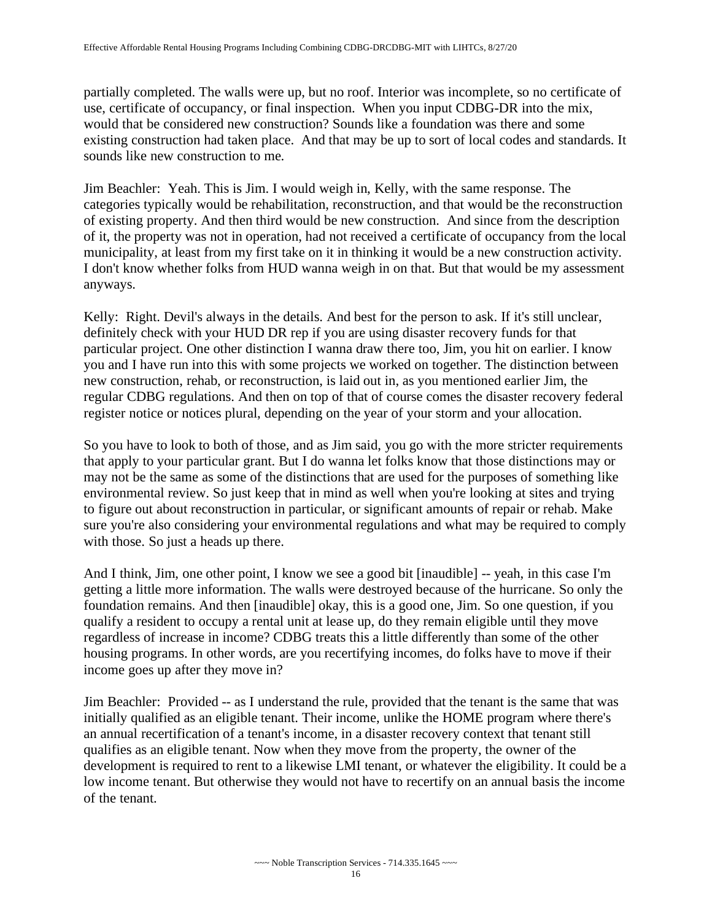partially completed. The walls were up, but no roof. Interior was incomplete, so no certificate of use, certificate of occupancy, or final inspection. When you input CDBG-DR into the mix, would that be considered new construction? Sounds like a foundation was there and some existing construction had taken place. And that may be up to sort of local codes and standards. It sounds like new construction to me.

Jim Beachler: Yeah. This is Jim. I would weigh in, Kelly, with the same response. The categories typically would be rehabilitation, reconstruction, and that would be the reconstruction of existing property. And then third would be new construction. And since from the description of it, the property was not in operation, had not received a certificate of occupancy from the local municipality, at least from my first take on it in thinking it would be a new construction activity. I don't know whether folks from HUD wanna weigh in on that. But that would be my assessment anyways.

Kelly: Right. Devil's always in the details. And best for the person to ask. If it's still unclear, definitely check with your HUD DR rep if you are using disaster recovery funds for that particular project. One other distinction I wanna draw there too, Jim, you hit on earlier. I know you and I have run into this with some projects we worked on together. The distinction between new construction, rehab, or reconstruction, is laid out in, as you mentioned earlier Jim, the regular CDBG regulations. And then on top of that of course comes the disaster recovery federal register notice or notices plural, depending on the year of your storm and your allocation.

So you have to look to both of those, and as Jim said, you go with the more stricter requirements that apply to your particular grant. But I do wanna let folks know that those distinctions may or may not be the same as some of the distinctions that are used for the purposes of something like environmental review. So just keep that in mind as well when you're looking at sites and trying to figure out about reconstruction in particular, or significant amounts of repair or rehab. Make sure you're also considering your environmental regulations and what may be required to comply with those. So just a heads up there.

And I think, Jim, one other point, I know we see a good bit [inaudible] -- yeah, in this case I'm getting a little more information. The walls were destroyed because of the hurricane. So only the foundation remains. And then [inaudible] okay, this is a good one, Jim. So one question, if you qualify a resident to occupy a rental unit at lease up, do they remain eligible until they move regardless of increase in income? CDBG treats this a little differently than some of the other housing programs. In other words, are you recertifying incomes, do folks have to move if their income goes up after they move in?

Jim Beachler: Provided -- as I understand the rule, provided that the tenant is the same that was initially qualified as an eligible tenant. Their income, unlike the HOME program where there's an annual recertification of a tenant's income, in a disaster recovery context that tenant still qualifies as an eligible tenant. Now when they move from the property, the owner of the development is required to rent to a likewise LMI tenant, or whatever the eligibility. It could be a low income tenant. But otherwise they would not have to recertify on an annual basis the income of the tenant.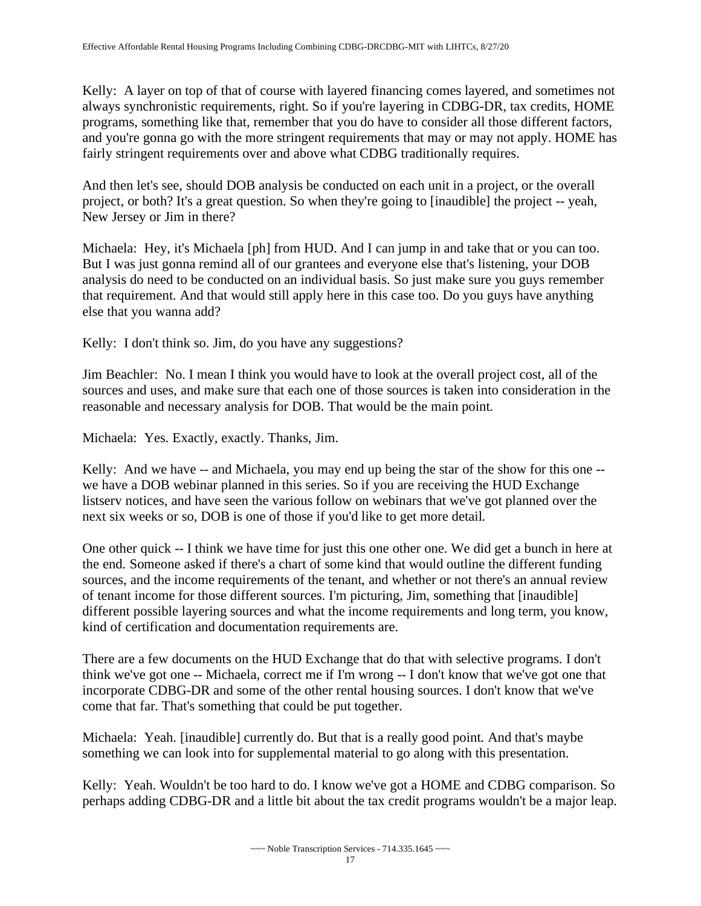Kelly: A layer on top of that of course with layered financing comes layered, and sometimes not always synchronistic requirements, right. So if you're layering in CDBG-DR, tax credits, HOME programs, something like that, remember that you do have to consider all those different factors, and you're gonna go with the more stringent requirements that may or may not apply. HOME has fairly stringent requirements over and above what CDBG traditionally requires.

And then let's see, should DOB analysis be conducted on each unit in a project, or the overall project, or both? It's a great question. So when they're going to [inaudible] the project -- yeah, New Jersey or Jim in there?

Michaela: Hey, it's Michaela [ph] from HUD. And I can jump in and take that or you can too. But I was just gonna remind all of our grantees and everyone else that's listening, your DOB analysis do need to be conducted on an individual basis. So just make sure you guys remember that requirement. And that would still apply here in this case too. Do you guys have anything else that you wanna add?

Kelly: I don't think so. Jim, do you have any suggestions?

Jim Beachler: No. I mean I think you would have to look at the overall project cost, all of the sources and uses, and make sure that each one of those sources is taken into consideration in the reasonable and necessary analysis for DOB. That would be the main point.

Michaela: Yes. Exactly, exactly. Thanks, Jim.

Kelly: And we have -- and Michaela, you may end up being the star of the show for this one -- we have a DOB webinar planned in this series. So if you are receiving the HUD Exchange listserv notices, and have seen the various follow on webinars that we've got planned over the next six weeks or so, DOB is one of those if you'd like to get more detail.

One other quick -- I think we have time for just this one other one. We did get a bunch in here at the end. Someone asked if there's a chart of some kind that would outline the different funding sources, and the income requirements of the tenant, and whether or not there's an annual review of tenant income for those different sources. I'm picturing, Jim, something that [inaudible] different possible layering sources and what the income requirements and long term, you know, kind of certification and documentation requirements are.

There are a few documents on the HUD Exchange that do that with selective programs. I don't think we've got one -- Michaela, correct me if I'm wrong -- I don't know that we've got one that incorporate CDBG-DR and some of the other rental housing sources. I don't know that we've come that far. That's something that could be put together.

Michaela: Yeah. [inaudible] currently do. But that is a really good point. And that's maybe something we can look into for supplemental material to go along with this presentation.

Kelly: Yeah. Wouldn't be too hard to do. I know we've got a HOME and CDBG comparison. So perhaps adding CDBG-DR and a little bit about the tax credit programs wouldn't be a major leap.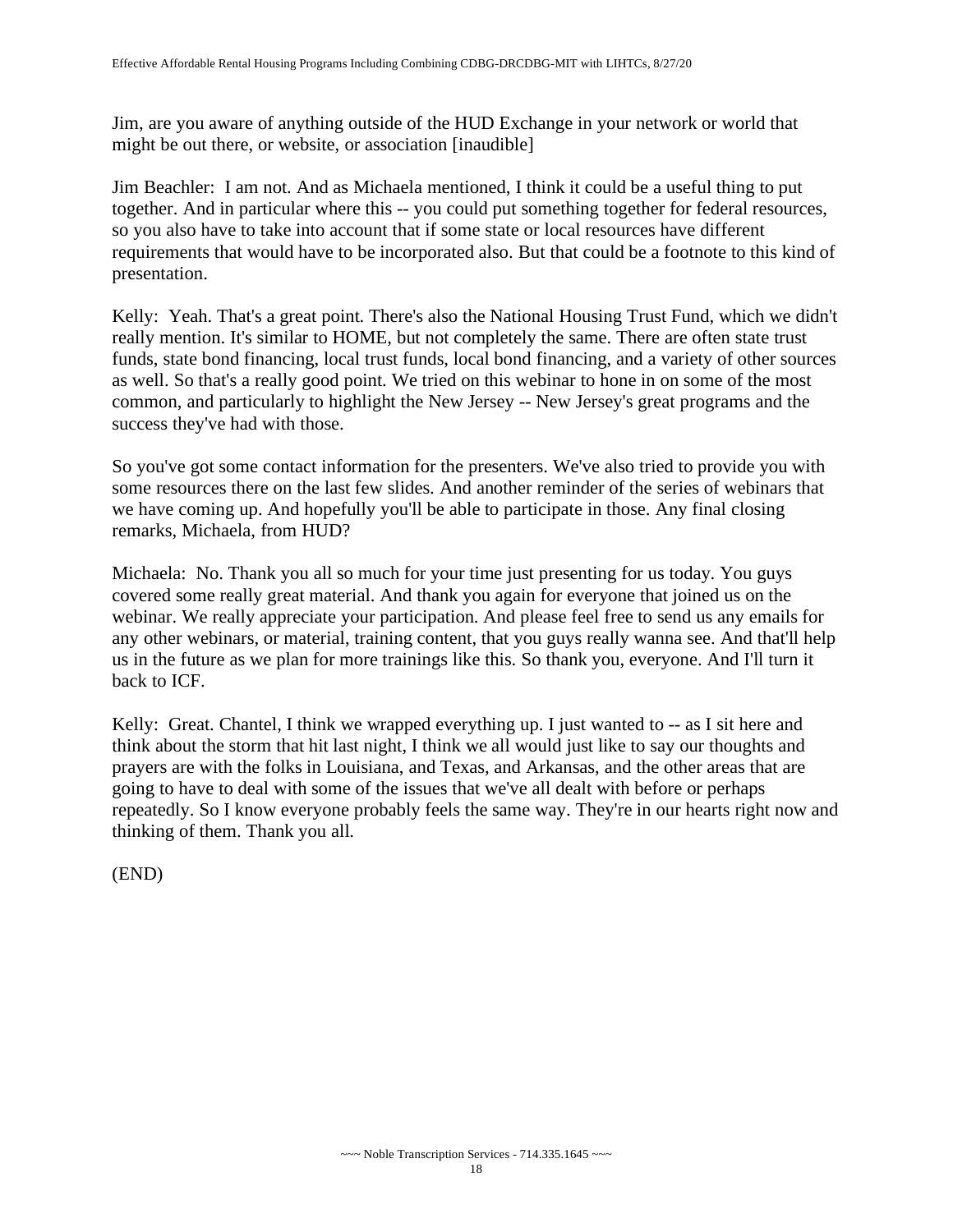Jim, are you aware of anything outside of the HUD Exchange in your network or world that might be out there, or website, or association [inaudible]

Jim Beachler: I am not. And as Michaela mentioned, I think it could be a useful thing to put together. And in particular where this -- you could put something together for federal resources, so you also have to take into account that if some state or local resources have different requirements that would have to be incorporated also. But that could be a footnote to this kind of presentation.

Kelly: Yeah. That's a great point. There's also the National Housing Trust Fund, which we didn't really mention. It's similar to HOME, but not completely the same. There are often state trust funds, state bond financing, local trust funds, local bond financing, and a variety of other sources as well. So that's a really good point. We tried on this webinar to hone in on some of the most common, and particularly to highlight the New Jersey -- New Jersey's great programs and the success they've had with those.

So you've got some contact information for the presenters. We've also tried to provide you with some resources there on the last few slides. And another reminder of the series of webinars that we have coming up. And hopefully you'll be able to participate in those. Any final closing remarks, Michaela, from HUD?

Michaela: No. Thank you all so much for your time just presenting for us today. You guys covered some really great material. And thank you again for everyone that joined us on the webinar. We really appreciate your participation. And please feel free to send us any emails for any other webinars, or material, training content, that you guys really wanna see. And that'll help us in the future as we plan for more trainings like this. So thank you, everyone. And I'll turn it back to ICF.

Kelly: Great. Chantel, I think we wrapped everything up. I just wanted to -- as I sit here and think about the storm that hit last night, I think we all would just like to say our thoughts and prayers are with the folks in Louisiana, and Texas, and Arkansas, and the other areas that are going to have to deal with some of the issues that we've all dealt with before or perhaps repeatedly. So I know everyone probably feels the same way. They're in our hearts right now and thinking of them. Thank you all.

(END)